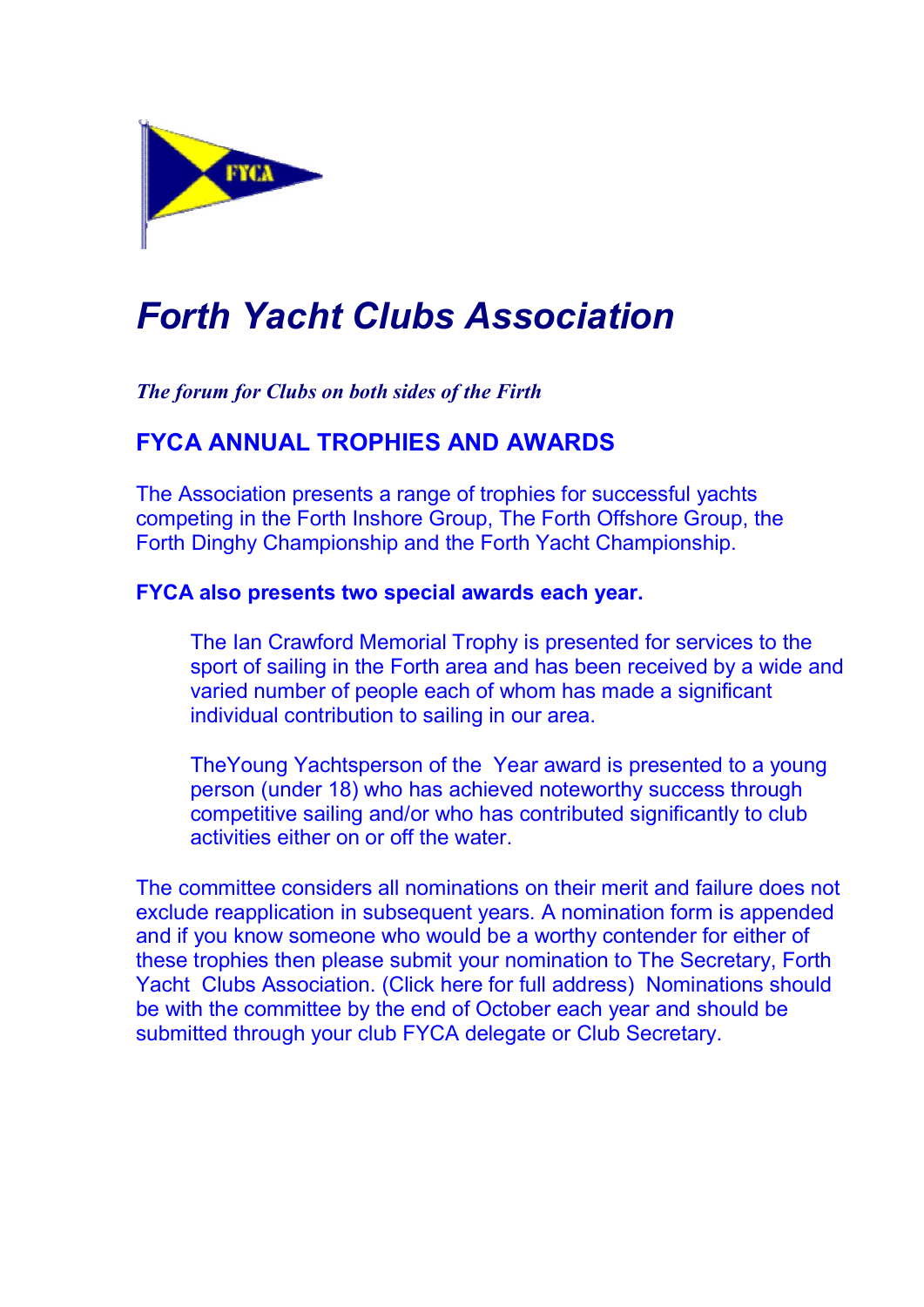# Forth Yacht Clubs Association

*The forum for Clubs on both sides of the Firth*

## FYCA ANNUAL TROPHIES AND AWARDS

The Association presents a range of trophies for successful yachts competing in the Forth Inshore Group, The Forth Offshore Group, the Forth Dinghy Championship and the Forth Yacht Championship.

**FYCA also presents two special awards each year.**

> The Ian Crawford Memorial Trophy is presented for services to the sport of sailing in the Forth area and has been received by a wide and varied number of people each of whom has made a significant individual contribution to sailing in our area.
>
> TheYoung Yachtsperson of the Year award is presented to a young person (under 18) who has achieved noteworthy success through competitive sailing and/or who has contributed significantly to club activities either on or off the water.

The committee considers all nominations on their merit and failure does not exclude reapplication in subsequent years. A nomination form is appended and if you know someone who would be a worthy contender for either of these trophies then please submit your nomination to The Secretary, Forth Yacht Clubs Association. (Click here for full address) Nominations should be with the committee by the end of October each year and should be submitted through your club FYCA delegate or Club Secretary.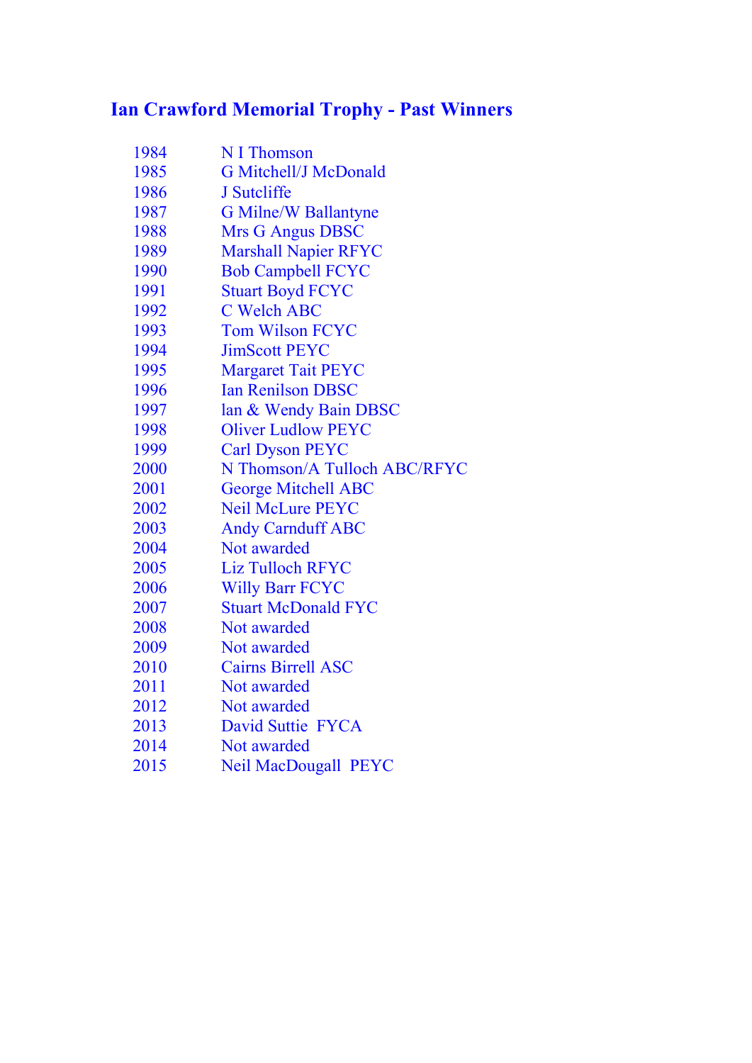## Ian Crawford Memorial Trophy - Past Winners

| | |
|---|---|
| 1984 | N I Thomson |
| 1985 | G Mitchell/J McDonald |
| 1986 | J Sutcliffe |
| 1987 | G Milne/W Ballantyne |
| 1988 | Mrs G Angus DBSC |
| 1989 | Marshall Napier RFYC |
| 1990 | Bob Campbell FCYC |
| 1991 | Stuart Boyd FCYC |
| 1992 | C Welch ABC |
| 1993 | Tom Wilson FCYC |
| 1994 | JimScott PEYC |
| 1995 | Margaret Tait PEYC |
| 1996 | Ian Renilson DBSC |
| 1997 | lan & Wendy Bain DBSC |
| 1998 | Oliver Ludlow PEYC |
| 1999 | Carl Dyson PEYC |
| 2000 | N Thomson/A Tulloch ABC/RFYC |
| 2001 | George Mitchell ABC |
| 2002 | Neil McLure PEYC |
| 2003 | Andy Carnduff ABC |
| 2004 | Not awarded |
| 2005 | Liz Tulloch RFYC |
| 2006 | Willy Barr FCYC |
| 2007 | Stuart McDonald FYC |
| 2008 | Not awarded |
| 2009 | Not awarded |
| 2010 | Cairns Birrell ASC |
| 2011 | Not awarded |
| 2012 | Not awarded |
| 2013 | David Suttie FYCA |
| 2014 | Not awarded |
| 2015 | Neil MacDougall PEYC |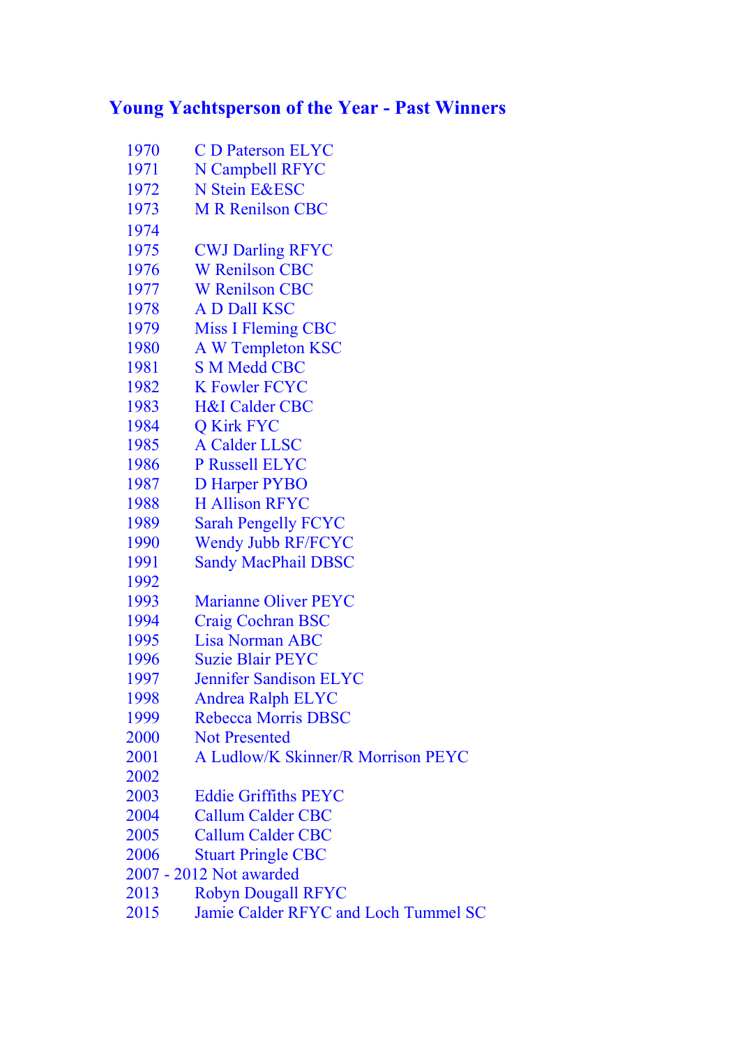## Young Yachtsperson of the Year - Past Winners

| | |
|---|---|
| 1970 | C D Paterson ELYC |
| 1971 | N Campbell RFYC |
| 1972 | N Stein E&ESC |
| 1973 | M R Renilson CBC |
| 1974 | |
| 1975 | CWJ Darling RFYC |
| 1976 | W Renilson CBC |
| 1977 | W Renilson CBC |
| 1978 | A D Dall KSC |
| 1979 | Miss I Fleming CBC |
| 1980 | A W Templeton KSC |
| 1981 | S M Medd CBC |
| 1982 | K Fowler FCYC |
| 1983 | H&I Calder CBC |
| 1984 | Q Kirk FYC |
| 1985 | A Calder LLSC |
| 1986 | P Russell ELYC |
| 1987 | D Harper PYBO |
| 1988 | H Allison RFYC |
| 1989 | Sarah Pengelly FCYC |
| 1990 | Wendy Jubb RF/FCYC |
| 1991 | Sandy MacPhail DBSC |
| 1992 | |
| 1993 | Marianne Oliver PEYC |
| 1994 | Craig Cochran BSC |
| 1995 | Lisa Norman ABC |
| 1996 | Suzie Blair PEYC |
| 1997 | Jennifer Sandison ELYC |
| 1998 | Andrea Ralph ELYC |
| 1999 | Rebecca Morris DBSC |
| 2000 | Not Presented |
| 2001 | A Ludlow/K Skinner/R Morrison PEYC |
| 2002 | |
| 2003 | Eddie Griffiths PEYC |
| 2004 | Callum Calder CBC |
| 2005 | Callum Calder CBC |
| 2006 | Stuart Pringle CBC |
| 2007 - 2012 | Not awarded |
| 2013 | Robyn Dougall RFYC |
| 2015 | Jamie Calder RFYC and Loch Tummel SC |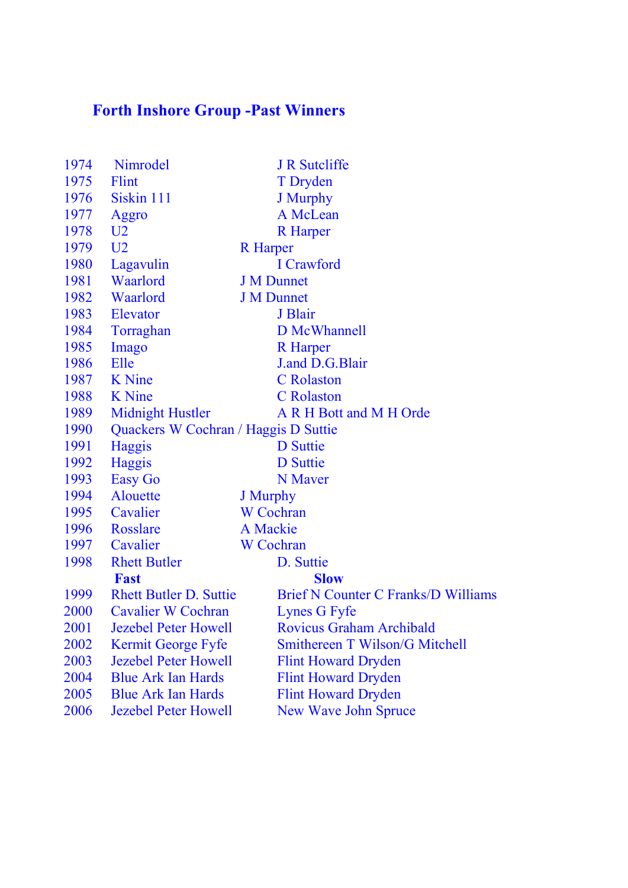# Forth Inshore Group -Past Winners

| Year | Yacht | Owner |
|---|---|---|
| 1974 | Nimrodel | J R Sutcliffe |
| 1975 | Flint | T Dryden |
| 1976 | Siskin 111 | J Murphy |
| 1977 | Aggro | A McLean |
| 1978 | U2 | R Harper |
| 1979 | U2 | R Harper |
| 1980 | Lagavulin | I Crawford |
| 1981 | Waarlord | J M Dunnet |
| 1982 | Waarlord | J M Dunnet |
| 1983 | Elevator | J Blair |
| 1984 | Torraghan | D McWhannell |
| 1985 | Imago | R Harper |
| 1986 | Elle | J.and D.G.Blair |
| 1987 | K Nine | C Rolaston |
| 1988 | K Nine | C Rolaston |
| 1989 | Midnight Hustler | A R H Bott and M H Orde |
| 1990 | Quackers W Cochran / Haggis D Suttie | |
| 1991 | Haggis | D Suttie |
| 1992 | Haggis | D Suttie |
| 1993 | Easy Go | N Maver |
| 1994 | Alouette | J Murphy |
| 1995 | Cavalier | W Cochran |
| 1996 | Rosslare | A Mackie |
| 1997 | Cavalier | W Cochran |
| 1998 | Rhett Butler | D. Suttie |

| Year | **Fast** | **Slow** |
|---|---|---|
| 1999 | Rhett Butler D. Suttie | Brief N Counter C Franks/D Williams |
| 2000 | Cavalier W Cochran | Lynes G Fyfe |
| 2001 | Jezebel Peter Howell | Rovicus Graham Archibald |
| 2002 | Kermit George Fyfe | Smithereen T Wilson/G Mitchell |
| 2003 | Jezebel Peter Howell | Flint Howard Dryden |
| 2004 | Blue Ark Ian Hards | Flint Howard Dryden |
| 2005 | Blue Ark Ian Hards | Flint Howard Dryden |
| 2006 | Jezebel Peter Howell | New Wave John Spruce |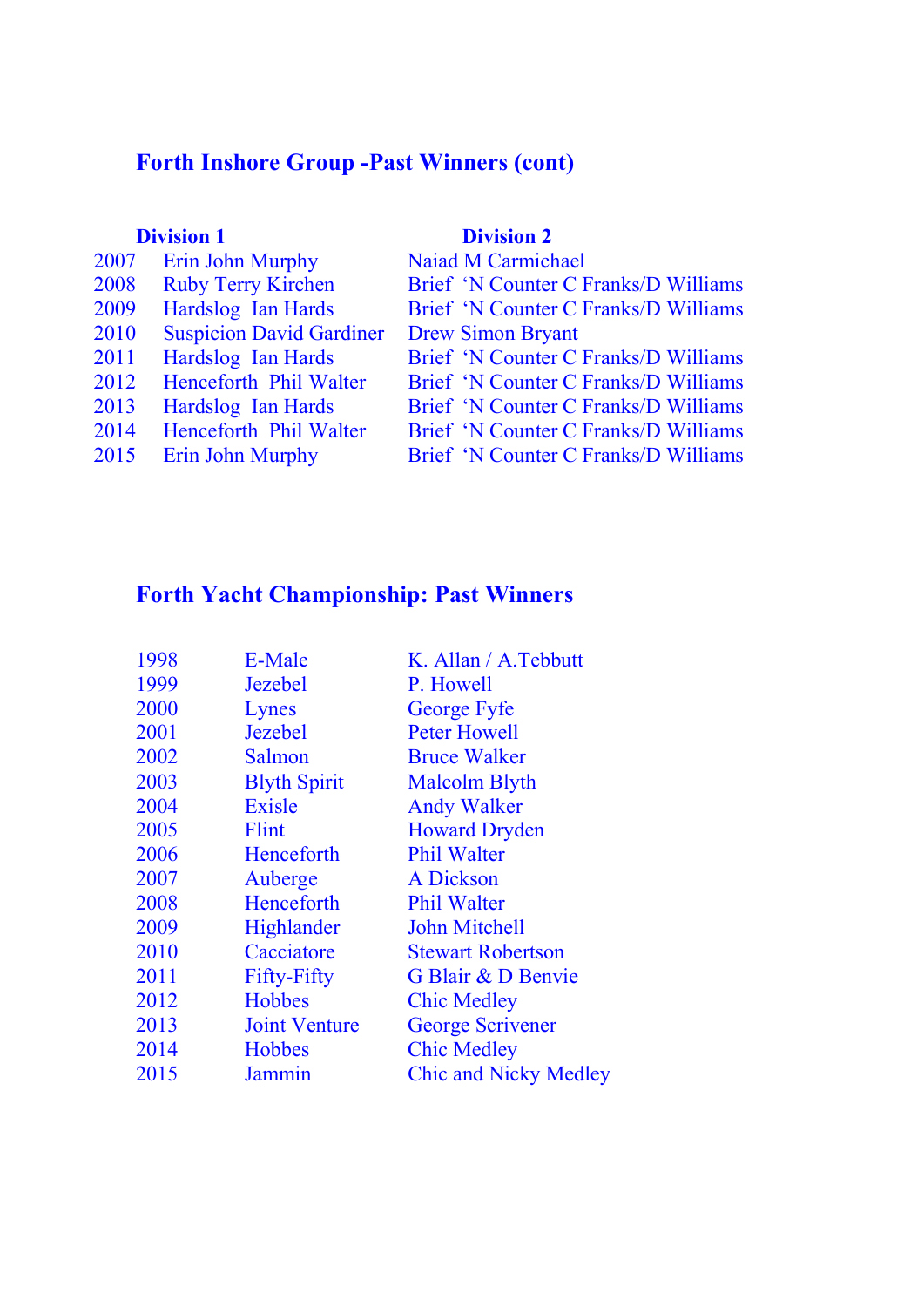## Forth Inshore Group -Past Winners (cont)

| | Division 1 | Division 2 |
|---|---|---|
| 2007 | Erin John Murphy | Naiad M Carmichael |
| 2008 | Ruby Terry Kirchen | Brief 'N Counter C Franks/D Williams |
| 2009 | Hardslog Ian Hards | Brief 'N Counter C Franks/D Williams |
| 2010 | Suspicion David Gardiner | Drew Simon Bryant |
| 2011 | Hardslog Ian Hards | Brief 'N Counter C Franks/D Williams |
| 2012 | Henceforth Phil Walter | Brief 'N Counter C Franks/D Williams |
| 2013 | Hardslog Ian Hards | Brief 'N Counter C Franks/D Williams |
| 2014 | Henceforth Phil Walter | Brief 'N Counter C Franks/D Williams |
| 2015 | Erin John Murphy | Brief 'N Counter C Franks/D Williams |

## Forth Yacht Championship: Past Winners

| | | |
|---|---|---|
| 1998 | E-Male | K. Allan / A.Tebbutt |
| 1999 | Jezebel | P. Howell |
| 2000 | Lynes | George Fyfe |
| 2001 | Jezebel | Peter Howell |
| 2002 | Salmon | Bruce Walker |
| 2003 | Blyth Spirit | Malcolm Blyth |
| 2004 | Exisle | Andy Walker |
| 2005 | Flint | Howard Dryden |
| 2006 | Henceforth | Phil Walter |
| 2007 | Auberge | A Dickson |
| 2008 | Henceforth | Phil Walter |
| 2009 | Highlander | John Mitchell |
| 2010 | Cacciatore | Stewart Robertson |
| 2011 | Fifty-Fifty | G Blair & D Benvie |
| 2012 | Hobbes | Chic Medley |
| 2013 | Joint Venture | George Scrivener |
| 2014 | Hobbes | Chic Medley |
| 2015 | Jammin | Chic and Nicky Medley |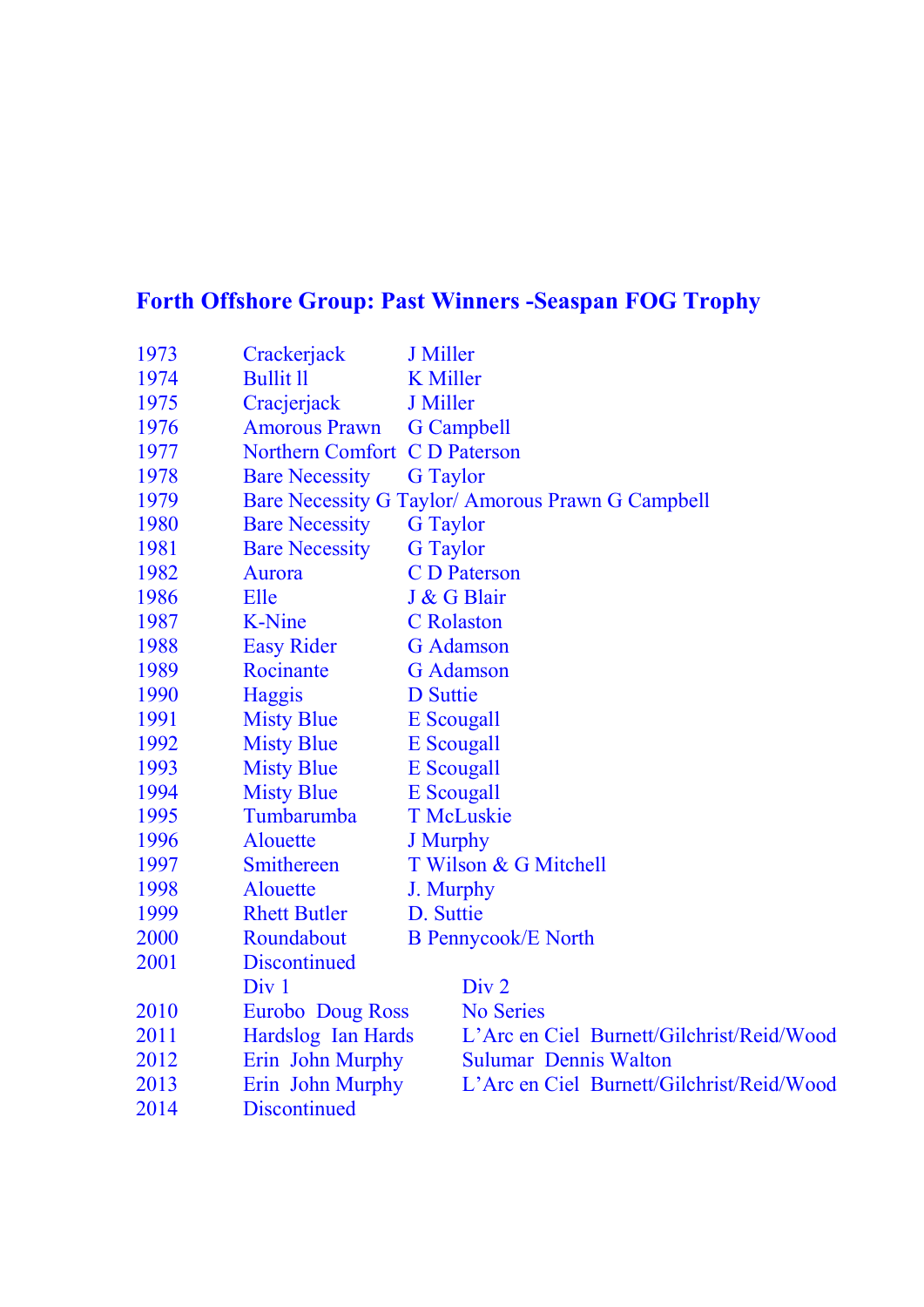## Forth Offshore Group: Past Winners -Seaspan FOG Trophy

| | | |
|---|---|---|
| 1973 | Crackerjack | J Miller |
| 1974 | Bullit ll | K Miller |
| 1975 | Cracjerjack | J Miller |
| 1976 | Amorous Prawn | G Campbell |
| 1977 | Northern Comfort | C D Paterson |
| 1978 | Bare Necessity | G Taylor |
| 1979 | Bare Necessity G Taylor/ Amorous Prawn G Campbell | |
| 1980 | Bare Necessity | G Taylor |
| 1981 | Bare Necessity | G Taylor |
| 1982 | Aurora | C D Paterson |
| 1986 | Elle | J & G Blair |
| 1987 | K-Nine | C Rolaston |
| 1988 | Easy Rider | G Adamson |
| 1989 | Rocinante | G Adamson |
| 1990 | Haggis | D Suttie |
| 1991 | Misty Blue | E Scougall |
| 1992 | Misty Blue | E Scougall |
| 1993 | Misty Blue | E Scougall |
| 1994 | Misty Blue | E Scougall |
| 1995 | Tumbarumba | T McLuskie |
| 1996 | Alouette | J Murphy |
| 1997 | Smithereen | T Wilson & G Mitchell |
| 1998 | Alouette | J. Murphy |
| 1999 | Rhett Butler | D. Suttie |
| 2000 | Roundabout | B Pennycook/E North |
| 2001 | Discontinued | |

| | Div 1 | Div 2 |
|---|---|---|
| 2010 | Eurobo Doug Ross | No Series |
| 2011 | Hardslog Ian Hards | L'Arc en Ciel Burnett/Gilchrist/Reid/Wood |
| 2012 | Erin John Murphy | Sulumar Dennis Walton |
| 2013 | Erin John Murphy | L'Arc en Ciel Burnett/Gilchrist/Reid/Wood |
| 2014 | Discontinued | |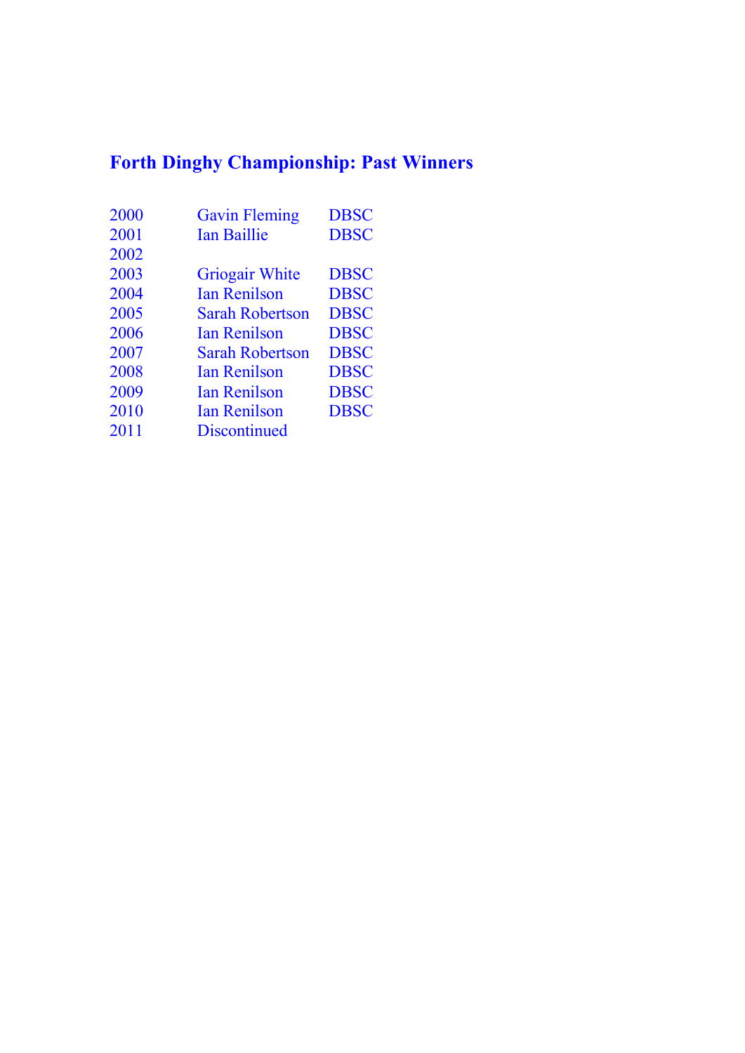## Forth Dinghy Championship: Past Winners

| | | |
|---|---|---|
| 2000 | Gavin Fleming | DBSC |
| 2001 | Ian Baillie | DBSC |
| 2002 | | |
| 2003 | Griogair White | DBSC |
| 2004 | Ian Renilson | DBSC |
| 2005 | Sarah Robertson | DBSC |
| 2006 | Ian Renilson | DBSC |
| 2007 | Sarah Robertson | DBSC |
| 2008 | Ian Renilson | DBSC |
| 2009 | Ian Renilson | DBSC |
| 2010 | Ian Renilson | DBSC |
| 2011 | Discontinued | |